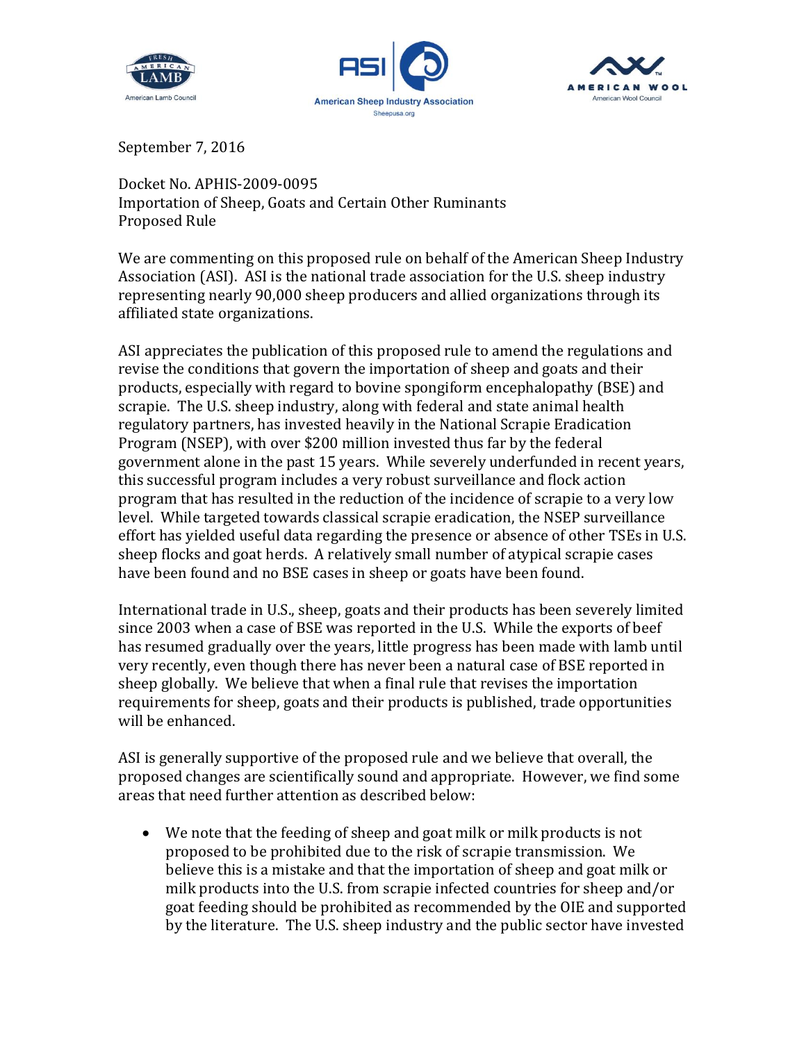September 7, 2016

Docket No. APHIS-2009-0095
Importation of Sheep, Goats and Certain Other Ruminants
Proposed Rule

We are commenting on this proposed rule on behalf of the American Sheep Industry Association (ASI). ASI is the national trade association for the U.S. sheep industry representing nearly 90,000 sheep producers and allied organizations through its affiliated state organizations.

ASI appreciates the publication of this proposed rule to amend the regulations and revise the conditions that govern the importation of sheep and goats and their products, especially with regard to bovine spongiform encephalopathy (BSE) and scrapie. The U.S. sheep industry, along with federal and state animal health regulatory partners, has invested heavily in the National Scrapie Eradication Program (NSEP), with over $200 million invested thus far by the federal government alone in the past 15 years. While severely underfunded in recent years, this successful program includes a very robust surveillance and flock action program that has resulted in the reduction of the incidence of scrapie to a very low level. While targeted towards classical scrapie eradication, the NSEP surveillance effort has yielded useful data regarding the presence or absence of other TSEs in U.S. sheep flocks and goat herds. A relatively small number of atypical scrapie cases have been found and no BSE cases in sheep or goats have been found.

International trade in U.S., sheep, goats and their products has been severely limited since 2003 when a case of BSE was reported in the U.S. While the exports of beef has resumed gradually over the years, little progress has been made with lamb until very recently, even though there has never been a natural case of BSE reported in sheep globally. We believe that when a final rule that revises the importation requirements for sheep, goats and their products is published, trade opportunities will be enhanced.

ASI is generally supportive of the proposed rule and we believe that overall, the proposed changes are scientifically sound and appropriate. However, we find some areas that need further attention as described below:

- We note that the feeding of sheep and goat milk or milk products is not proposed to be prohibited due to the risk of scrapie transmission. We believe this is a mistake and that the importation of sheep and goat milk or milk products into the U.S. from scrapie infected countries for sheep and/or goat feeding should be prohibited as recommended by the OIE and supported by the literature. The U.S. sheep industry and the public sector have invested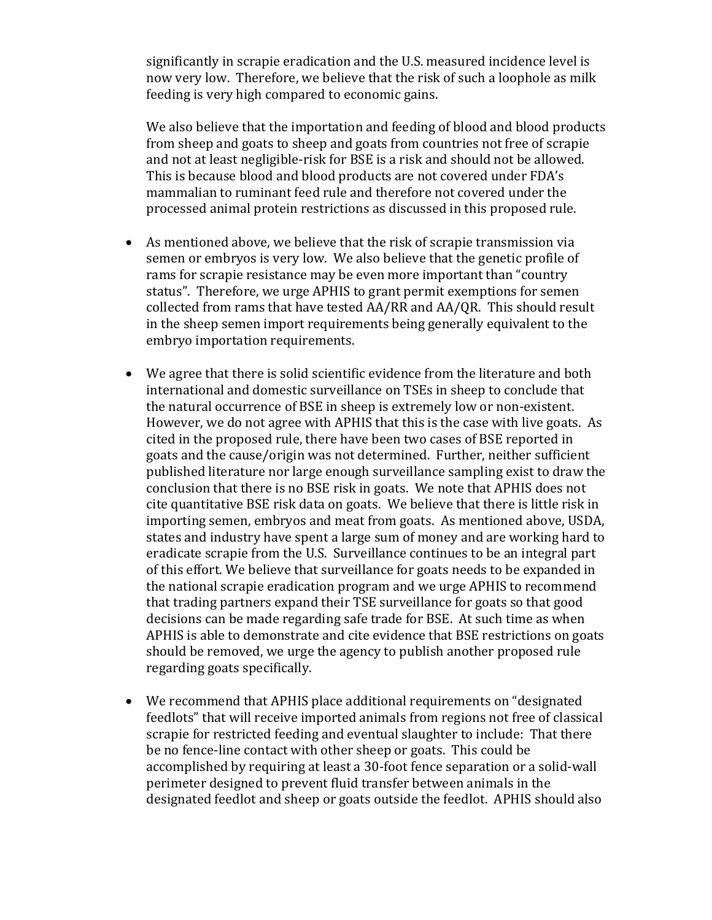significantly in scrapie eradication and the U.S. measured incidence level is now very low. Therefore, we believe that the risk of such a loophole as milk feeding is very high compared to economic gains.

We also believe that the importation and feeding of blood and blood products from sheep and goats to sheep and goats from countries not free of scrapie and not at least negligible-risk for BSE is a risk and should not be allowed. This is because blood and blood products are not covered under FDA's mammalian to ruminant feed rule and therefore not covered under the processed animal protein restrictions as discussed in this proposed rule.

- As mentioned above, we believe that the risk of scrapie transmission via semen or embryos is very low. We also believe that the genetic profile of rams for scrapie resistance may be even more important than "country status". Therefore, we urge APHIS to grant permit exemptions for semen collected from rams that have tested AA/RR and AA/QR. This should result in the sheep semen import requirements being generally equivalent to the embryo importation requirements.

- We agree that there is solid scientific evidence from the literature and both international and domestic surveillance on TSEs in sheep to conclude that the natural occurrence of BSE in sheep is extremely low or non-existent. However, we do not agree with APHIS that this is the case with live goats. As cited in the proposed rule, there have been two cases of BSE reported in goats and the cause/origin was not determined. Further, neither sufficient published literature nor large enough surveillance sampling exist to draw the conclusion that there is no BSE risk in goats. We note that APHIS does not cite quantitative BSE risk data on goats. We believe that there is little risk in importing semen, embryos and meat from goats. As mentioned above, USDA, states and industry have spent a large sum of money and are working hard to eradicate scrapie from the U.S. Surveillance continues to be an integral part of this effort. We believe that surveillance for goats needs to be expanded in the national scrapie eradication program and we urge APHIS to recommend that trading partners expand their TSE surveillance for goats so that good decisions can be made regarding safe trade for BSE. At such time as when APHIS is able to demonstrate and cite evidence that BSE restrictions on goats should be removed, we urge the agency to publish another proposed rule regarding goats specifically.

- We recommend that APHIS place additional requirements on "designated feedlots" that will receive imported animals from regions not free of classical scrapie for restricted feeding and eventual slaughter to include: That there be no fence-line contact with other sheep or goats. This could be accomplished by requiring at least a 30-foot fence separation or a solid-wall perimeter designed to prevent fluid transfer between animals in the designated feedlot and sheep or goats outside the feedlot. APHIS should also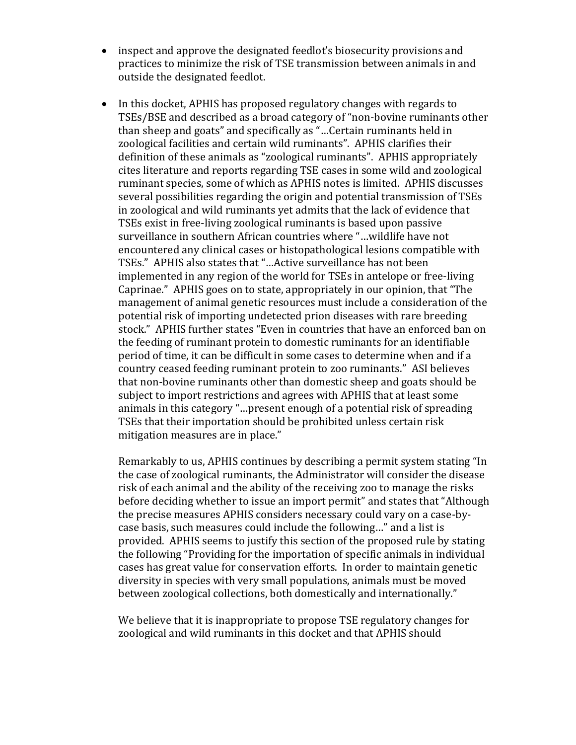- inspect and approve the designated feedlot's biosecurity provisions and practices to minimize the risk of TSE transmission between animals in and outside the designated feedlot.

- In this docket, APHIS has proposed regulatory changes with regards to TSEs/BSE and described as a broad category of "non-bovine ruminants other than sheep and goats" and specifically as "…Certain ruminants held in zoological facilities and certain wild ruminants". APHIS clarifies their definition of these animals as "zoological ruminants". APHIS appropriately cites literature and reports regarding TSE cases in some wild and zoological ruminant species, some of which as APHIS notes is limited. APHIS discusses several possibilities regarding the origin and potential transmission of TSEs in zoological and wild ruminants yet admits that the lack of evidence that TSEs exist in free-living zoological ruminants is based upon passive surveillance in southern African countries where "…wildlife have not encountered any clinical cases or histopathological lesions compatible with TSEs." APHIS also states that "…Active surveillance has not been implemented in any region of the world for TSEs in antelope or free-living Caprinae." APHIS goes on to state, appropriately in our opinion, that "The management of animal genetic resources must include a consideration of the potential risk of importing undetected prion diseases with rare breeding stock." APHIS further states "Even in countries that have an enforced ban on the feeding of ruminant protein to domestic ruminants for an identifiable period of time, it can be difficult in some cases to determine when and if a country ceased feeding ruminant protein to zoo ruminants." ASI believes that non-bovine ruminants other than domestic sheep and goats should be subject to import restrictions and agrees with APHIS that at least some animals in this category "…present enough of a potential risk of spreading TSEs that their importation should be prohibited unless certain risk mitigation measures are in place."

  Remarkably to us, APHIS continues by describing a permit system stating "In the case of zoological ruminants, the Administrator will consider the disease risk of each animal and the ability of the receiving zoo to manage the risks before deciding whether to issue an import permit" and states that "Although the precise measures APHIS considers necessary could vary on a case-by-case basis, such measures could include the following…" and a list is provided. APHIS seems to justify this section of the proposed rule by stating the following "Providing for the importation of specific animals in individual cases has great value for conservation efforts. In order to maintain genetic diversity in species with very small populations, animals must be moved between zoological collections, both domestically and internationally."

  We believe that it is inappropriate to propose TSE regulatory changes for zoological and wild ruminants in this docket and that APHIS should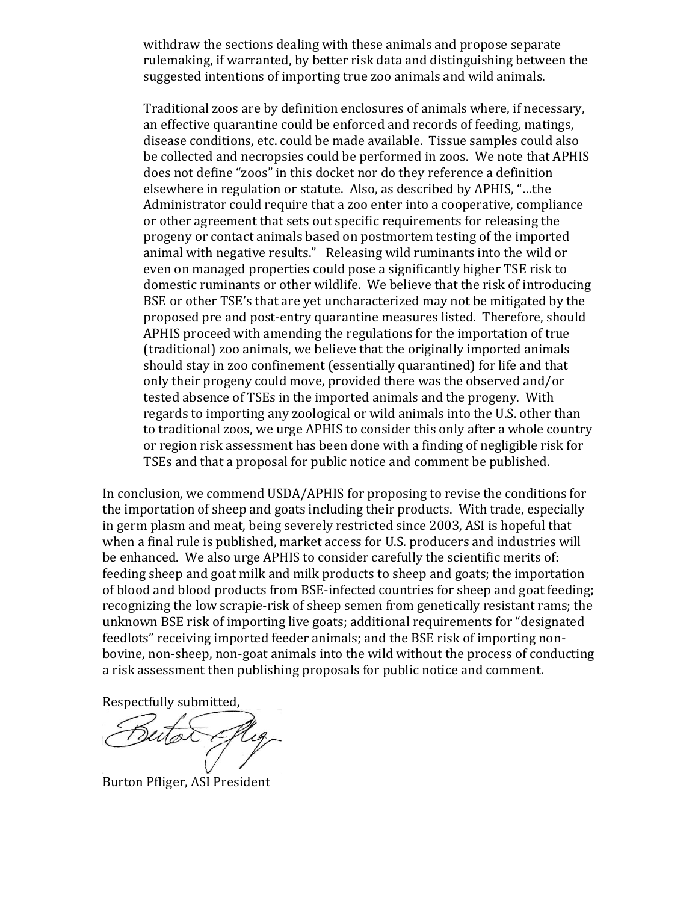withdraw the sections dealing with these animals and propose separate rulemaking, if warranted, by better risk data and distinguishing between the suggested intentions of importing true zoo animals and wild animals.

Traditional zoos are by definition enclosures of animals where, if necessary, an effective quarantine could be enforced and records of feeding, matings, disease conditions, etc. could be made available. Tissue samples could also be collected and necropsies could be performed in zoos. We note that APHIS does not define "zoos" in this docket nor do they reference a definition elsewhere in regulation or statute. Also, as described by APHIS, "…the Administrator could require that a zoo enter into a cooperative, compliance or other agreement that sets out specific requirements for releasing the progeny or contact animals based on postmortem testing of the imported animal with negative results." Releasing wild ruminants into the wild or even on managed properties could pose a significantly higher TSE risk to domestic ruminants or other wildlife. We believe that the risk of introducing BSE or other TSE's that are yet uncharacterized may not be mitigated by the proposed pre and post-entry quarantine measures listed. Therefore, should APHIS proceed with amending the regulations for the importation of true (traditional) zoo animals, we believe that the originally imported animals should stay in zoo confinement (essentially quarantined) for life and that only their progeny could move, provided there was the observed and/or tested absence of TSEs in the imported animals and the progeny. With regards to importing any zoological or wild animals into the U.S. other than to traditional zoos, we urge APHIS to consider this only after a whole country or region risk assessment has been done with a finding of negligible risk for TSEs and that a proposal for public notice and comment be published.

In conclusion, we commend USDA/APHIS for proposing to revise the conditions for the importation of sheep and goats including their products. With trade, especially in germ plasm and meat, being severely restricted since 2003, ASI is hopeful that when a final rule is published, market access for U.S. producers and industries will be enhanced. We also urge APHIS to consider carefully the scientific merits of: feeding sheep and goat milk and milk products to sheep and goats; the importation of blood and blood products from BSE-infected countries for sheep and goat feeding; recognizing the low scrapie-risk of sheep semen from genetically resistant rams; the unknown BSE risk of importing live goats; additional requirements for "designated feedlots" receiving imported feeder animals; and the BSE risk of importing non-bovine, non-sheep, non-goat animals into the wild without the process of conducting a risk assessment then publishing proposals for public notice and comment.

Respectfully submitted,

Burton Pfliger, ASI President